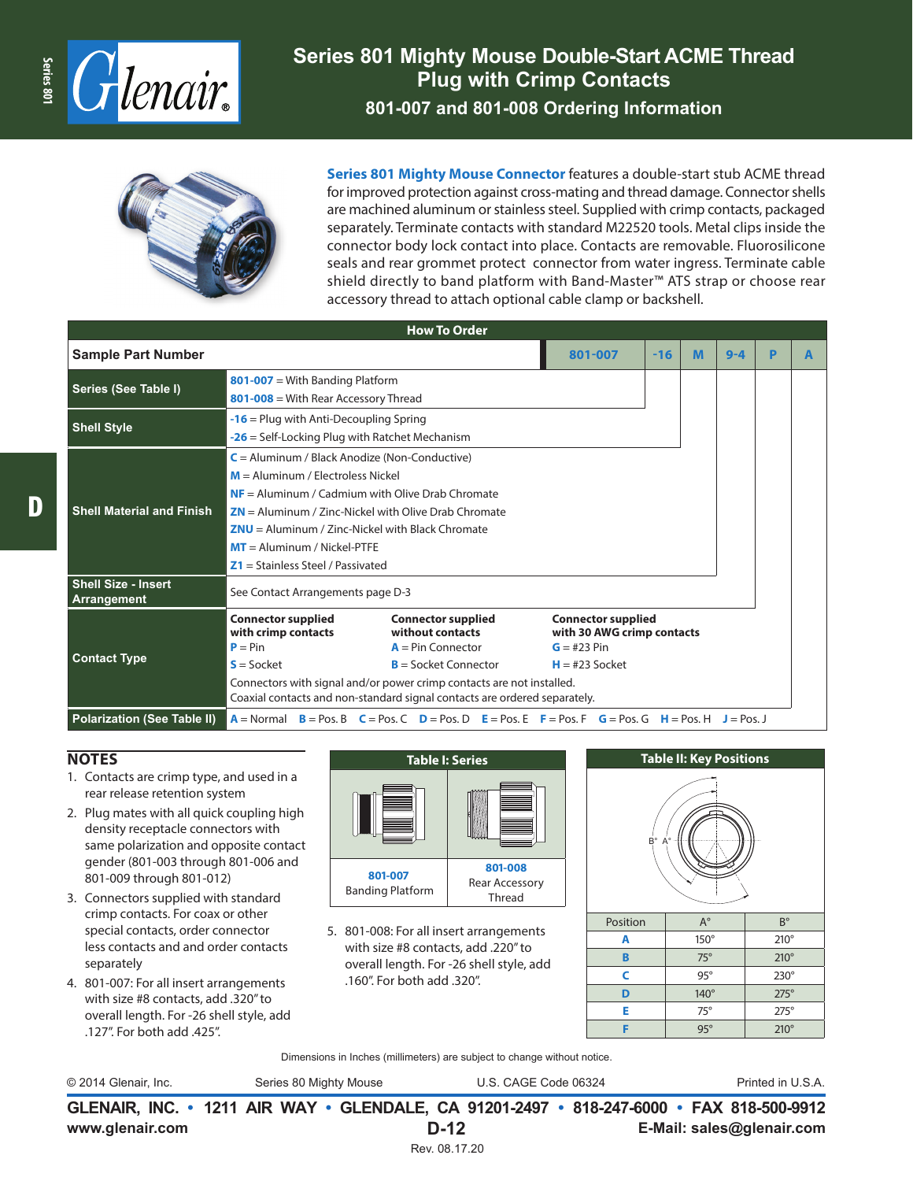# Series 801 Mighty Mouse Double-Start ACME Thread Plug with Crimp Contacts

## 801-007 and 801-008 Ordering Information

**Series 801 Mighty Mouse Connector** features a double-start stub ACME thread for improved protection against cross-mating and thread damage. Connector shells are machined aluminum or stainless steel. Supplied with crimp contacts, packaged separately. Terminate contacts with standard M22520 tools. Metal clips inside the connector body lock contact into place. Contacts are removable. Fluorosilicone seals and rear grommet protect connector from water ingress. Terminate cable shield directly to band platform with Band-Master™ ATS strap or choose rear accessory thread to attach optional cable clamp or backshell.

### How To Order

| Sample Part Number | 801-007 | -16 | M | 9-4 | P | A |
|---|---|---|---|---|---|---|

| | |
|---|---|
| **Series (See Table I)** | **801-007** = With Banding Platform<br>**801-008** = With Rear Accessory Thread |
| **Shell Style** | **-16** = Plug with Anti-Decoupling Spring<br>**-26** = Self-Locking Plug with Ratchet Mechanism |
| **Shell Material and Finish** | **C** = Aluminum / Black Anodize (Non-Conductive)<br>**M** = Aluminum / Electroless Nickel<br>**NF** = Aluminum / Cadmium with Olive Drab Chromate<br>**ZN** = Aluminum / Zinc-Nickel with Olive Drab Chromate<br>**ZNU** = Aluminum / Zinc-Nickel with Black Chromate<br>**MT** = Aluminum / Nickel-PTFE<br>**Z1** = Stainless Steel / Passivated |
| **Shell Size - Insert Arrangement** | See Contact Arrangements page D-3 |
| **Contact Type** | **Connector supplied with crimp contacts:** **P** = Pin, **S** = Socket<br>**Connector supplied without contacts:** **A** = Pin Connector, **B** = Socket Connector<br>**Connector supplied with 30 AWG crimp contacts:** **G** = #23 Pin, **H** = #23 Socket<br>Connectors with signal and/or power crimp contacts are not installed.<br>Coaxial contacts and non-standard signal contacts are ordered separately. |
| **Polarization (See Table II)** | **A** = Normal **B** = Pos. B **C** = Pos. C **D** = Pos. D **E** = Pos. E **F** = Pos. F **G** = Pos. G **H** = Pos. H **J** = Pos. J |

### NOTES

1. Contacts are crimp type, and used in a rear release retention system
2. Plug mates with all quick coupling high density receptacle connectors with same polarization and opposite contact gender (801-003 through 801-006 and 801-009 through 801-012)
3. Connectors supplied with standard crimp contacts. For coax or other special contacts, order connector less contacts and order contacts separately
4. 801-007: For all insert arrangements with size #8 contacts, add .320" to overall length. For -26 shell style, add .127". For both add .425".
5. 801-008: For all insert arrangements with size #8 contacts, add .220" to overall length. For -26 shell style, add .160". For both add .320".

### Table I: Series

| 801-007 | 801-008 |
|---|---|
| Banding Platform | Rear Accessory Thread |

### Table II: Key Positions

| Position | A° | B° |
|---|---|---|
| A | 150° | 210° |
| B | 75° | 210° |
| C | 95° | 230° |
| D | 140° | 275° |
| E | 75° | 275° |
| F | 95° | 210° |

Dimensions in Inches (millimeters) are subject to change without notice.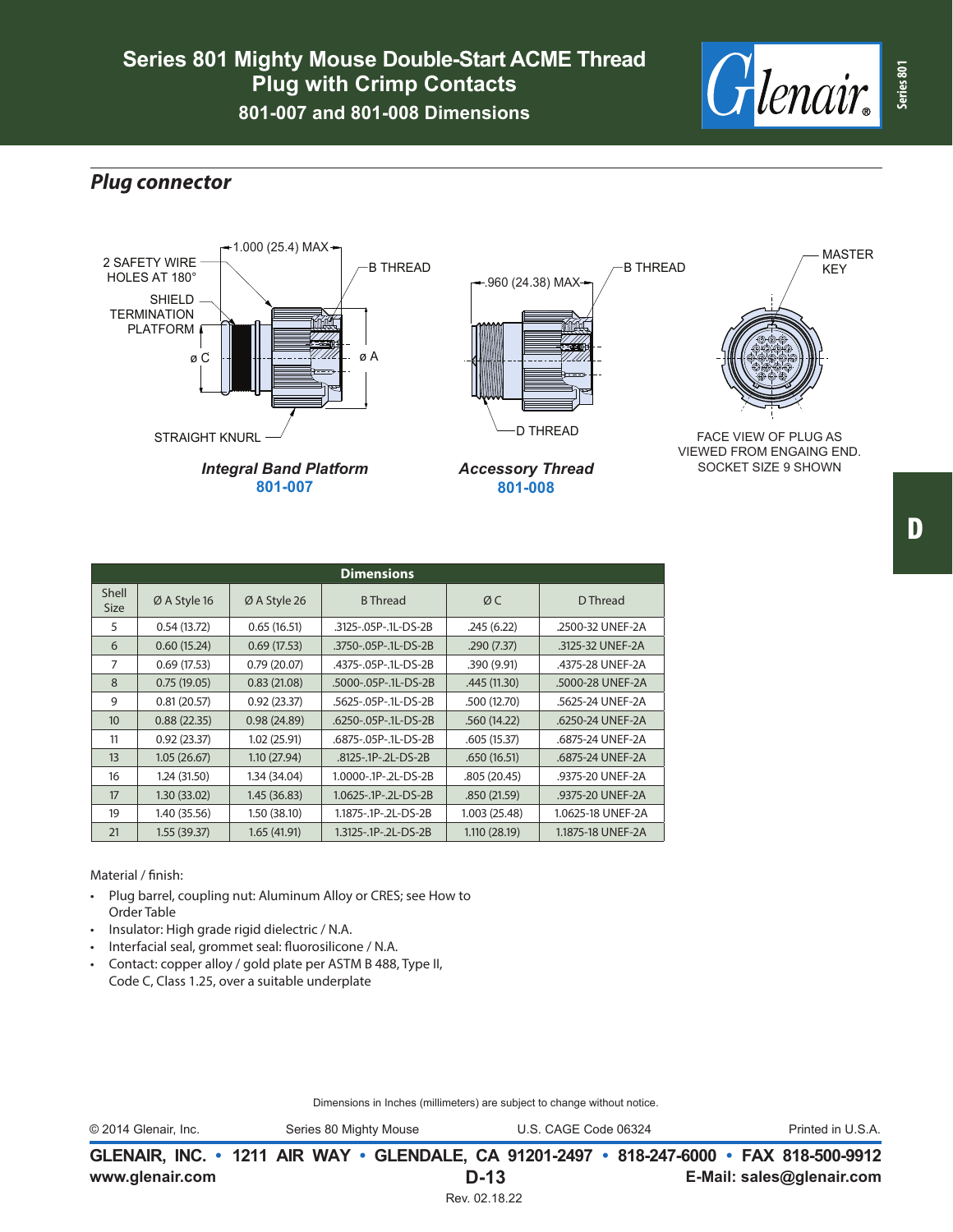# Series 801 Mighty Mouse Double-Start ACME Thread Plug with Crimp Contacts

## 801-007 and 801-008 Dimensions

## *Plug connector*

2 SAFETY WIRE HOLES AT 180°

SHIELD TERMINATION PLATFORM

1.000 (25.4) MAX

B THREAD

ø C

ø A

STRAIGHT KNURL

***Integral Band Platform***
**801-007**

.960 (24.38) MAX

B THREAD

D THREAD

***Accessory Thread***
**801-008**

MASTER KEY

FACE VIEW OF PLUG AS VIEWED FROM ENGAING END. SOCKET SIZE 9 SHOWN

| Dimensions | | | | | |
|---|---|---|---|---|---|
| Shell Size | Ø A Style 16 | Ø A Style 26 | B Thread | Ø C | D Thread |
| 5 | 0.54 (13.72) | 0.65 (16.51) | .3125-.05P-.1L-DS-2B | .245 (6.22) | .2500-32 UNEF-2A |
| 6 | 0.60 (15.24) | 0.69 (17.53) | .3750-.05P-.1L-DS-2B | .290 (7.37) | .3125-32 UNEF-2A |
| 7 | 0.69 (17.53) | 0.79 (20.07) | .4375-.05P-.1L-DS-2B | .390 (9.91) | .4375-28 UNEF-2A |
| 8 | 0.75 (19.05) | 0.83 (21.08) | .5000-.05P-.1L-DS-2B | .445 (11.30) | .5000-28 UNEF-2A |
| 9 | 0.81 (20.57) | 0.92 (23.37) | .5625-.05P-.1L-DS-2B | .500 (12.70) | .5625-24 UNEF-2A |
| 10 | 0.88 (22.35) | 0.98 (24.89) | .6250-.05P-.1L-DS-2B | .560 (14.22) | .6250-24 UNEF-2A |
| 11 | 0.92 (23.37) | 1.02 (25.91) | .6875-.05P-.1L-DS-2B | .605 (15.37) | .6875-24 UNEF-2A |
| 13 | 1.05 (26.67) | 1.10 (27.94) | .8125-.1P-.2L-DS-2B | .650 (16.51) | .6875-24 UNEF-2A |
| 16 | 1.24 (31.50) | 1.34 (34.04) | 1.0000-.1P-.2L-DS-2B | .805 (20.45) | .9375-20 UNEF-2A |
| 17 | 1.30 (33.02) | 1.45 (36.83) | 1.0625-.1P-.2L-DS-2B | .850 (21.59) | .9375-20 UNEF-2A |
| 19 | 1.40 (35.56) | 1.50 (38.10) | 1.1875-.1P-.2L-DS-2B | 1.003 (25.48) | 1.0625-18 UNEF-2A |
| 21 | 1.55 (39.37) | 1.65 (41.91) | 1.3125-.1P-.2L-DS-2B | 1.110 (28.19) | 1.1875-18 UNEF-2A |

Material / finish:

- Plug barrel, coupling nut: Aluminum Alloy or CRES; see How to Order Table
- Insulator: High grade rigid dielectric / N.A.
- Interfacial seal, grommet seal: fluorosilicone / N.A.
- Contact: copper alloy / gold plate per ASTM B 488, Type II, Code C, Class 1.25, over a suitable underplate

Dimensions in Inches (millimeters) are subject to change without notice.